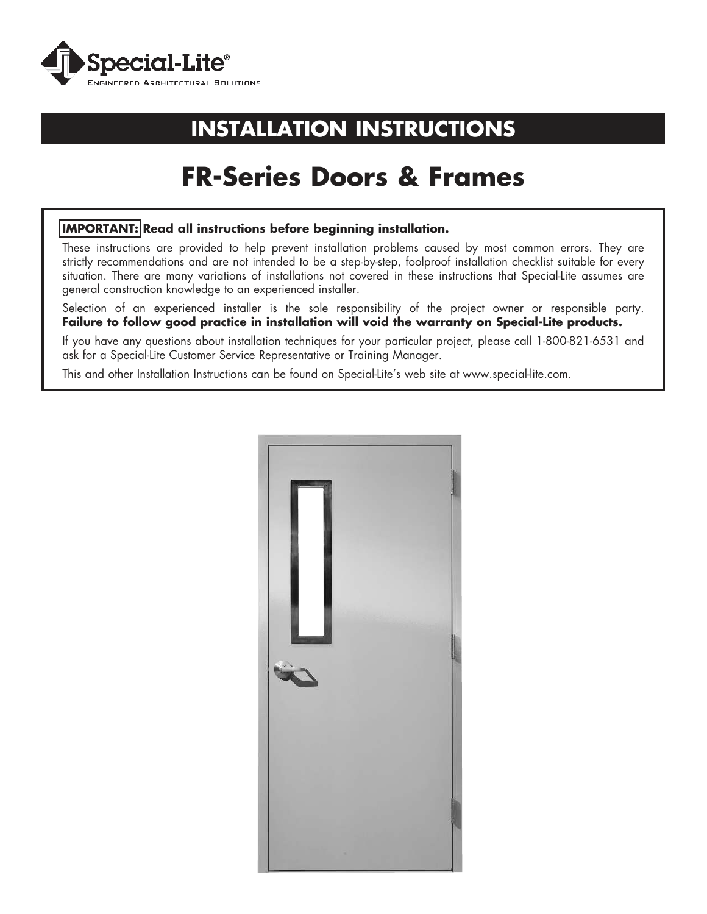Special-Lite®
ENGINEERED ARCHITECTURAL SOLUTIONS

# INSTALLATION INSTRUCTIONS

# FR-Series Doors & Frames

**IMPORTANT: Read all instructions before beginning installation.**

These instructions are provided to help prevent installation problems caused by most common errors. They are strictly recommendations and are not intended to be a step-by-step, foolproof installation checklist suitable for every situation. There are many variations of installations not covered in these instructions that Special-Lite assumes are general construction knowledge to an experienced installer.

Selection of an experienced installer is the sole responsibility of the project owner or responsible party. **Failure to follow good practice in installation will void the warranty on Special-Lite products.**

If you have any questions about installation techniques for your particular project, please call 1-800-821-6531 and ask for a Special-Lite Customer Service Representative or Training Manager.

This and other Installation Instructions can be found on Special-Lite's web site at www.special-lite.com.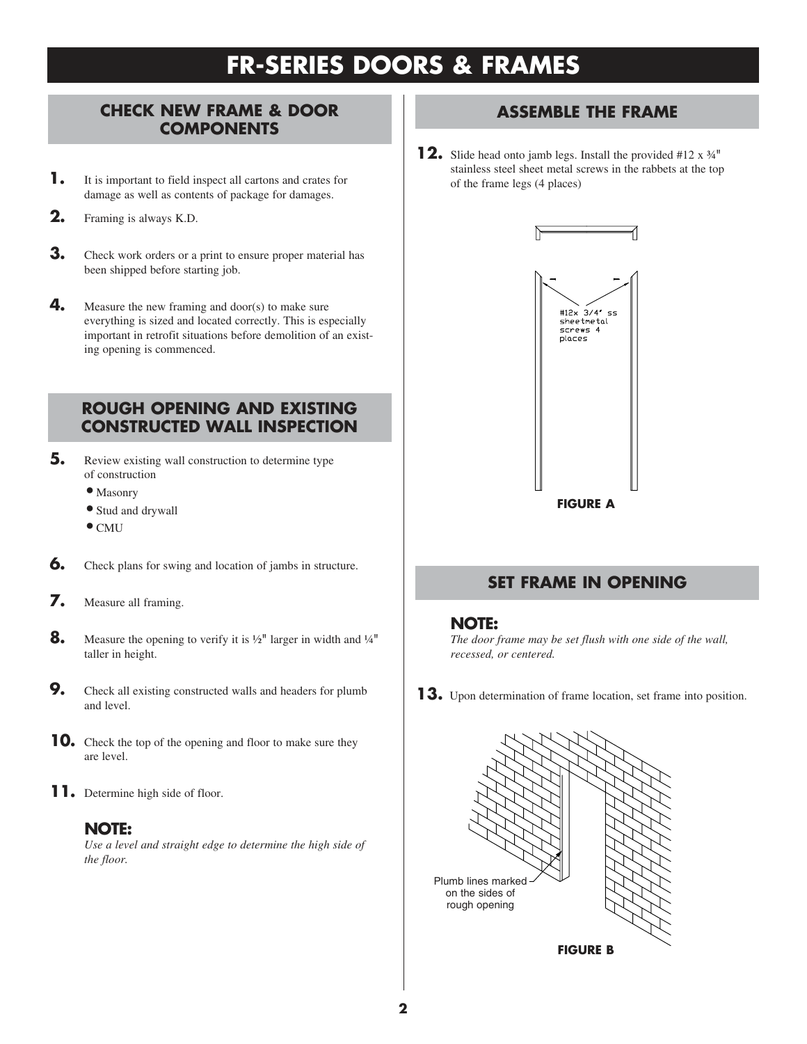# FR-SERIES DOORS & FRAMES

## CHECK NEW FRAME & DOOR COMPONENTS

**1.** It is important to field inspect all cartons and crates for damage as well as contents of package for damages.

**2.** Framing is always K.D.

**3.** Check work orders or a print to ensure proper material has been shipped before starting job.

**4.** Measure the new framing and door(s) to make sure everything is sized and located correctly. This is especially important in retrofit situations before demolition of an existing opening is commenced.

## ROUGH OPENING AND EXISTING CONSTRUCTED WALL INSPECTION

**5.** Review existing wall construction to determine type of construction

- Masonry
- Stud and drywall
- CMU

**6.** Check plans for swing and location of jambs in structure.

**7.** Measure all framing.

**8.** Measure the opening to verify it is ½" larger in width and ¼" taller in height.

**9.** Check all existing constructed walls and headers for plumb and level.

**10.** Check the top of the opening and floor to make sure they are level.

**11.** Determine high side of floor.

### NOTE:

*Use a level and straight edge to determine the high side of the floor.*

## ASSEMBLE THE FRAME

**12.** Slide head onto jamb legs. Install the provided #12 x ¾" stainless steel sheet metal screws in the rabbets at the top of the frame legs (4 places)

#12x 3/4" ss sheetmetal screws 4 places

**FIGURE A**

## SET FRAME IN OPENING

### NOTE:

*The door frame may be set flush with one side of the wall, recessed, or centered.*

**13.** Upon determination of frame location, set frame into position.

Plumb lines marked on the sides of rough opening

**FIGURE B**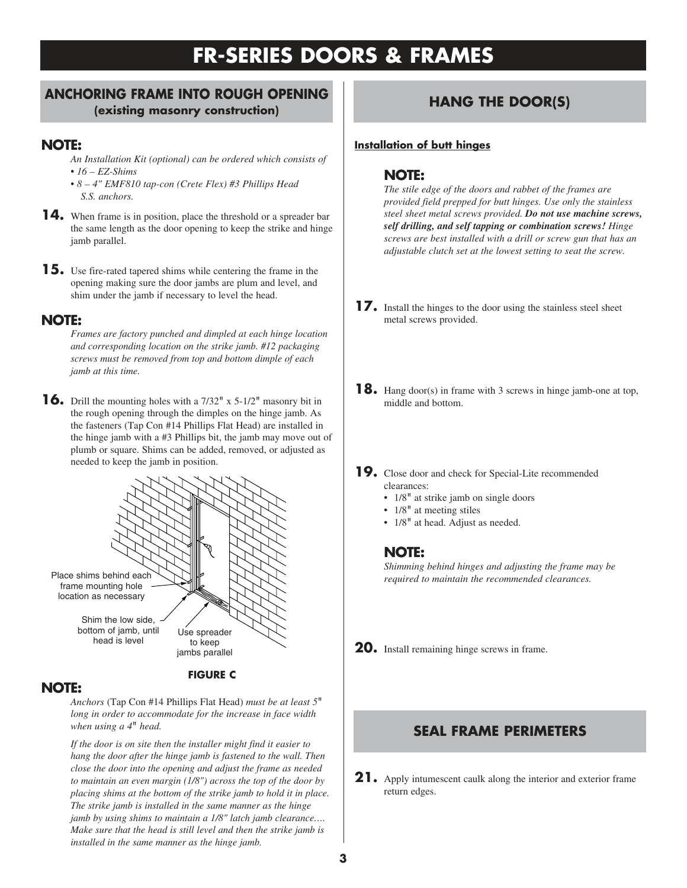# FR-SERIES DOORS & FRAMES

## ANCHORING FRAME INTO ROUGH OPENING
**(existing masonry construction)**

### NOTE:

*An Installation Kit (optional) can be ordered which consists of*
- *16 – EZ-Shims*
- *8 – 4" EMF810 tap-con (Crete Flex) #3 Phillips Head S.S. anchors.*

**14.** When frame is in position, place the threshold or a spreader bar the same length as the door opening to keep the strike and hinge jamb parallel.

**15.** Use fire-rated tapered shims while centering the frame in the opening making sure the door jambs are plumb and level, and shim under the jamb if necessary to level the head.

### NOTE:

*Frames are factory punched and dimpled at each hinge location and corresponding location on the strike jamb. #12 packaging screws must be removed from top and bottom dimple of each jamb at this time.*

**16.** Drill the mounting holes with a 7/32" x 5-1/2" masonry bit in the rough opening through the dimples on the hinge jamb. As the fasteners (Tap Con #14 Phillips Flat Head) are installed in the hinge jamb with a #3 Phillips bit, the jamb may move out of plumb or square. Shims can be added, removed, or adjusted as needed to keep the jamb in position.

Place shims behind each frame mounting hole location as necessary

Shim the low side, bottom of jamb, until head is level

Use spreader to keep jambs parallel

**FIGURE C**

### NOTE:

*Anchors* (Tap Con #14 Phillips Flat Head) *must be at least 5" long in order to accommodate for the increase in face width when using a 4" head.*

*If the door is on site then the installer might find it easier to hang the door after the hinge jamb is fastened to the wall. Then close the door into the opening and adjust the frame as needed to maintain an even margin (1/8") across the top of the door by placing shims at the bottom of the strike jamb to hold it in place. The strike jamb is installed in the same manner as the hinge jamb by using shims to maintain a 1/8" latch jamb clearance.… Make sure that the head is still level and then the strike jamb is installed in the same manner as the hinge jamb.*

## HANG THE DOOR(S)

**Installation of butt hinges**

### NOTE:

*The stile edge of the doors and rabbet of the frames are provided field prepped for butt hinges. Use only the stainless steel sheet metal screws provided.* ***Do not use machine screws, self drilling, and self tapping or combination screws!*** *Hinge screws are best installed with a drill or screw gun that has an adjustable clutch set at the lowest setting to seat the screw.*

**17.** Install the hinges to the door using the stainless steel sheet metal screws provided.

**18.** Hang door(s) in frame with 3 screws in hinge jamb-one at top, middle and bottom.

**19.** Close door and check for Special-Lite recommended clearances:
- 1/8" at strike jamb on single doors
- 1/8" at meeting stiles
- 1/8" at head. Adjust as needed.

### NOTE:

*Shimming behind hinges and adjusting the frame may be required to maintain the recommended clearances.*

**20.** Install remaining hinge screws in frame.

## SEAL FRAME PERIMETERS

**21.** Apply intumescent caulk along the interior and exterior frame return edges.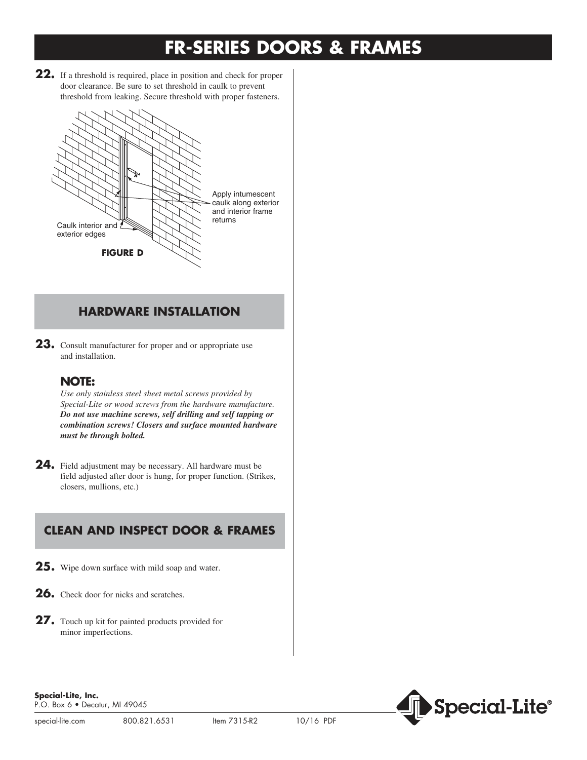# FR-SERIES DOORS & FRAMES

**22.** If a threshold is required, place in position and check for proper door clearance. Be sure to set threshold in caulk to prevent threshold from leaking. Secure threshold with proper fasteners.

Apply intumescent caulk along exterior and interior frame returns

Caulk interior and exterior edges

**FIGURE D**

## HARDWARE INSTALLATION

**23.** Consult manufacturer for proper and or appropriate use and installation.

### NOTE:

*Use only stainless steel sheet metal screws provided by Special-Lite or wood screws from the hardware manufacture.* ***Do not use machine screws, self drilling and self tapping or combination screws! Closers and surface mounted hardware must be through bolted.***

**24.** Field adjustment may be necessary. All hardware must be field adjusted after door is hung, for proper function. (Strikes, closers, mullions, etc.)

## CLEAN AND INSPECT DOOR & FRAMES

**25.** Wipe down surface with mild soap and water.

**26.** Check door for nicks and scratches.

**27.** Touch up kit for painted products provided for minor imperfections.

**Special-Lite, Inc.**
P.O. Box 6 • Decatur, MI 49045

special-lite.com 800.821.6531 Item 7315-R2 10/16 PDF